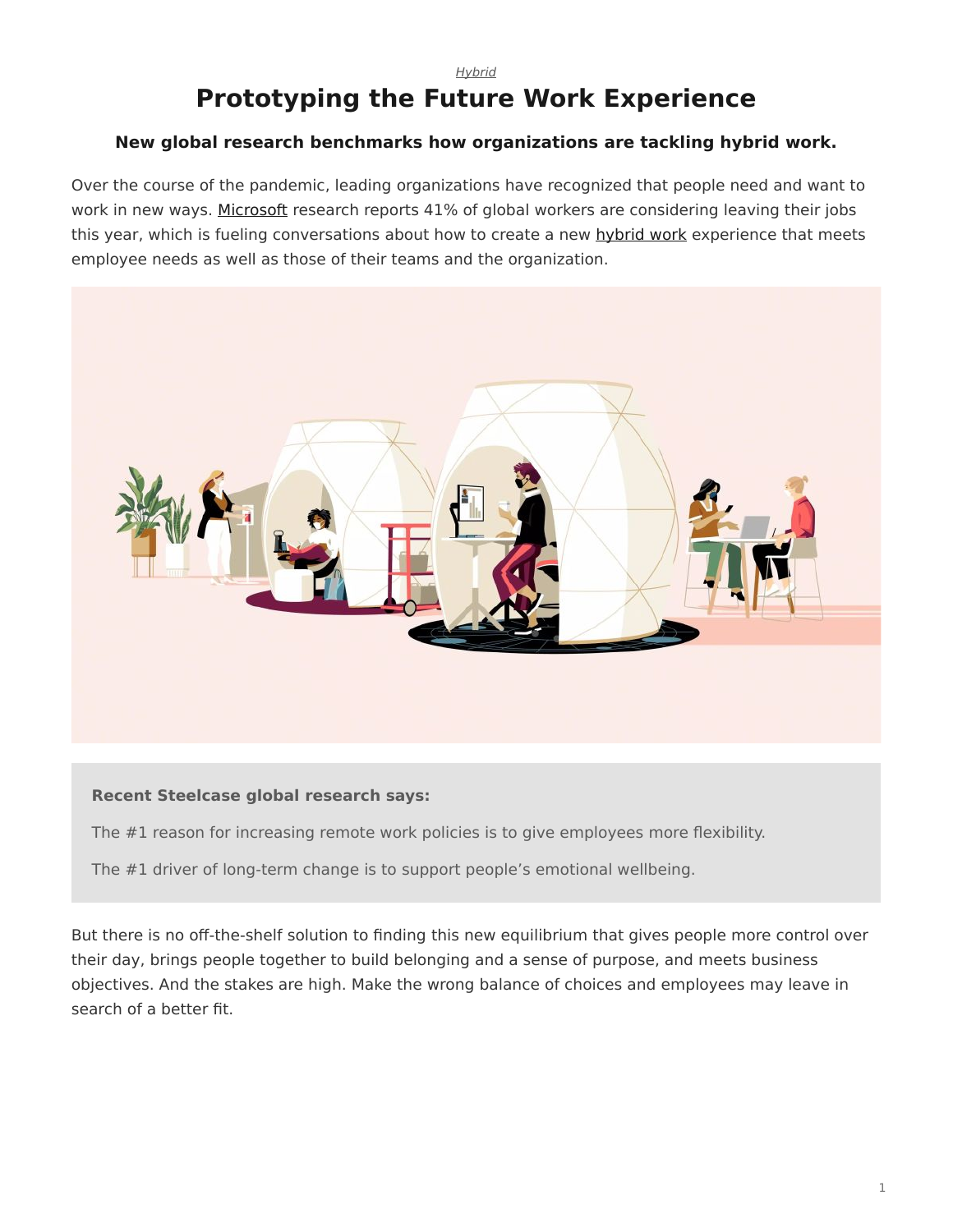*Hybrid*

# Prototyping the Future Work Experience

**New global research benchmarks how organizations are tackling hybrid work.**

Over the course of the pandemic, leading organizations have recognized that people need and want to work in new ways. Microsoft research reports 41% of global workers are considering leaving their jobs this year, which is fueling conversations about how to create a new hybrid work experience that meets employee needs as well as those of their teams and the organization.

**Recent Steelcase global research says:**

The #1 reason for increasing remote work policies is to give employees more flexibility.

The #1 driver of long-term change is to support people's emotional wellbeing.

But there is no off-the-shelf solution to finding this new equilibrium that gives people more control over their day, brings people together to build belonging and a sense of purpose, and meets business objectives. And the stakes are high. Make the wrong balance of choices and employees may leave in search of a better fit.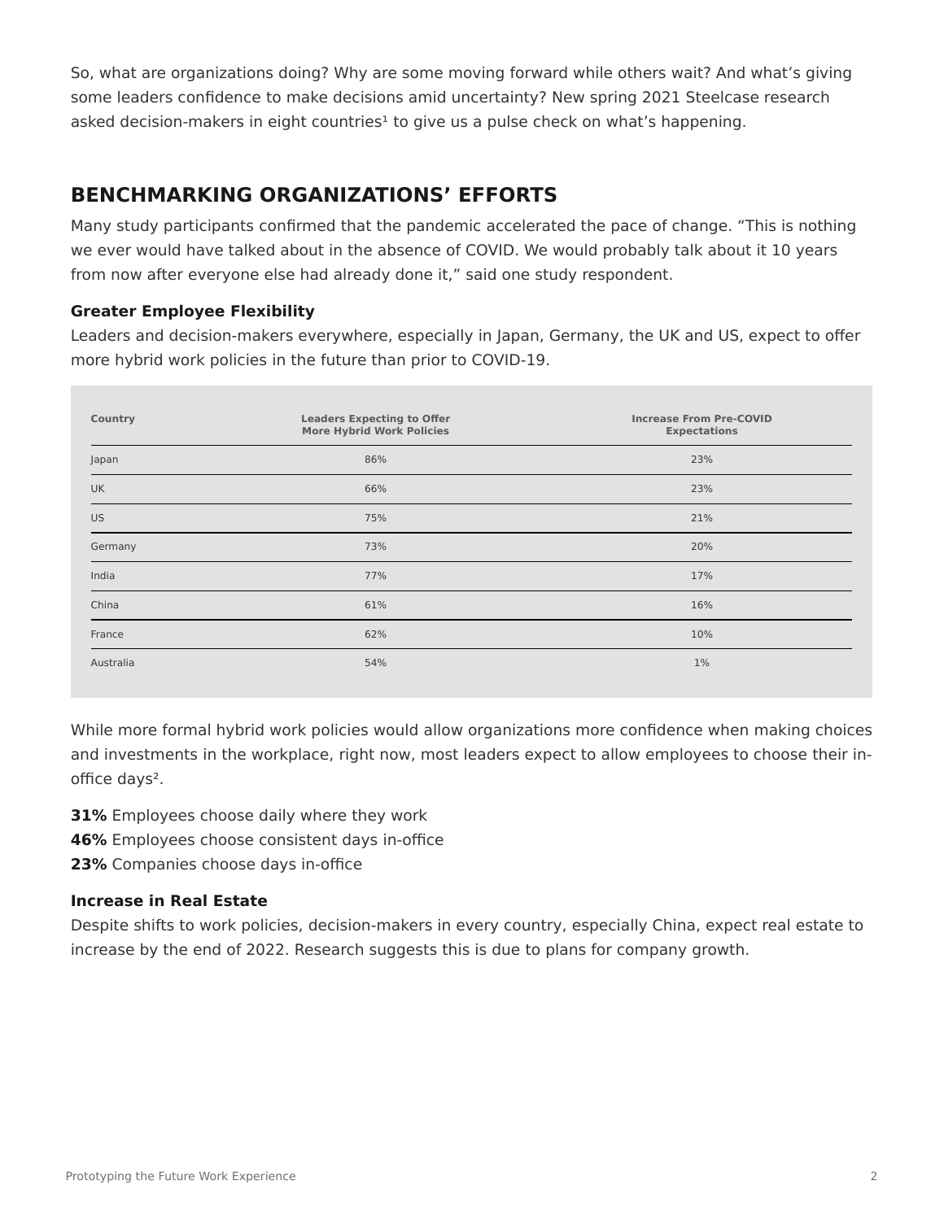So, what are organizations doing? Why are some moving forward while others wait? And what's giving some leaders confidence to make decisions amid uncertainty? New spring 2021 Steelcase research asked decision-makers in eight countries[1] to give us a pulse check on what's happening.

## BENCHMARKING ORGANIZATIONS' EFFORTS

Many study participants confirmed that the pandemic accelerated the pace of change. "This is nothing we ever would have talked about in the absence of COVID. We would probably talk about it 10 years from now after everyone else had already done it," said one study respondent.

**Greater Employee Flexibility**

Leaders and decision-makers everywhere, especially in Japan, Germany, the UK and US, expect to offer more hybrid work policies in the future than prior to COVID-19.

| Country | Leaders Expecting to Offer More Hybrid Work Policies | Increase From Pre-COVID Expectations |
|---|---|---|
| Japan | 86% | 23% |
| UK | 66% | 23% |
| US | 75% | 21% |
| Germany | 73% | 20% |
| India | 77% | 17% |
| China | 61% | 16% |
| France | 62% | 10% |
| Australia | 54% | 1% |

While more formal hybrid work policies would allow organizations more confidence when making choices and investments in the workplace, right now, most leaders expect to allow employees to choose their in-office days[2].

**31%** Employees choose daily where they work
**46%** Employees choose consistent days in-office
**23%** Companies choose days in-office

**Increase in Real Estate**

Despite shifts to work policies, decision-makers in every country, especially China, expect real estate to increase by the end of 2022. Research suggests this is due to plans for company growth.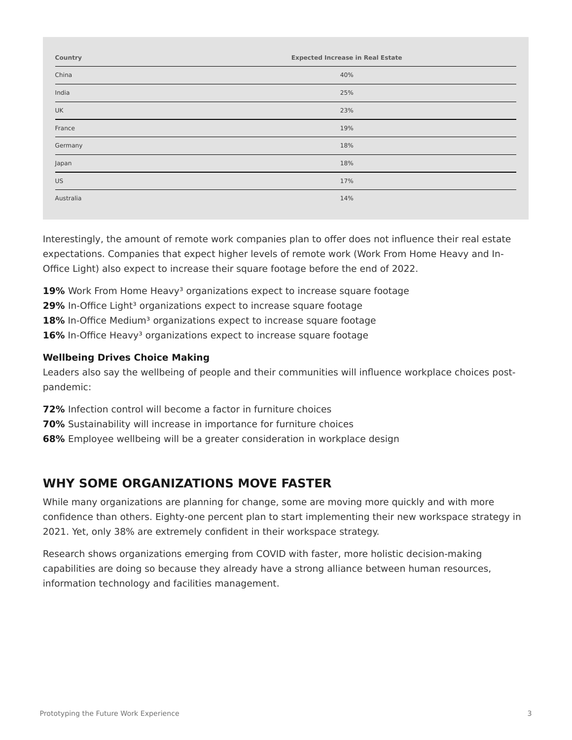| Country | Expected Increase in Real Estate |
| --- | --- |
| China | 40% |
| India | 25% |
| UK | 23% |
| France | 19% |
| Germany | 18% |
| Japan | 18% |
| US | 17% |
| Australia | 14% |

Interestingly, the amount of remote work companies plan to offer does not influence their real estate expectations. Companies that expect higher levels of remote work (Work From Home Heavy and In-Office Light) also expect to increase their square footage before the end of 2022.

**19%** Work From Home Heavy[3] organizations expect to increase square footage
**29%** In-Office Light[3] organizations expect to increase square footage
**18%** In-Office Medium[3] organizations expect to increase square footage
**16%** In-Office Heavy[3] organizations expect to increase square footage

**Wellbeing Drives Choice Making**

Leaders also say the wellbeing of people and their communities will influence workplace choices post-pandemic:

**72%** Infection control will become a factor in furniture choices
**70%** Sustainability will increase in importance for furniture choices
**68%** Employee wellbeing will be a greater consideration in workplace design

## WHY SOME ORGANIZATIONS MOVE FASTER

While many organizations are planning for change, some are moving more quickly and with more confidence than others. Eighty-one percent plan to start implementing their new workspace strategy in 2021. Yet, only 38% are extremely confident in their workspace strategy.

Research shows organizations emerging from COVID with faster, more holistic decision-making capabilities are doing so because they already have a strong alliance between human resources, information technology and facilities management.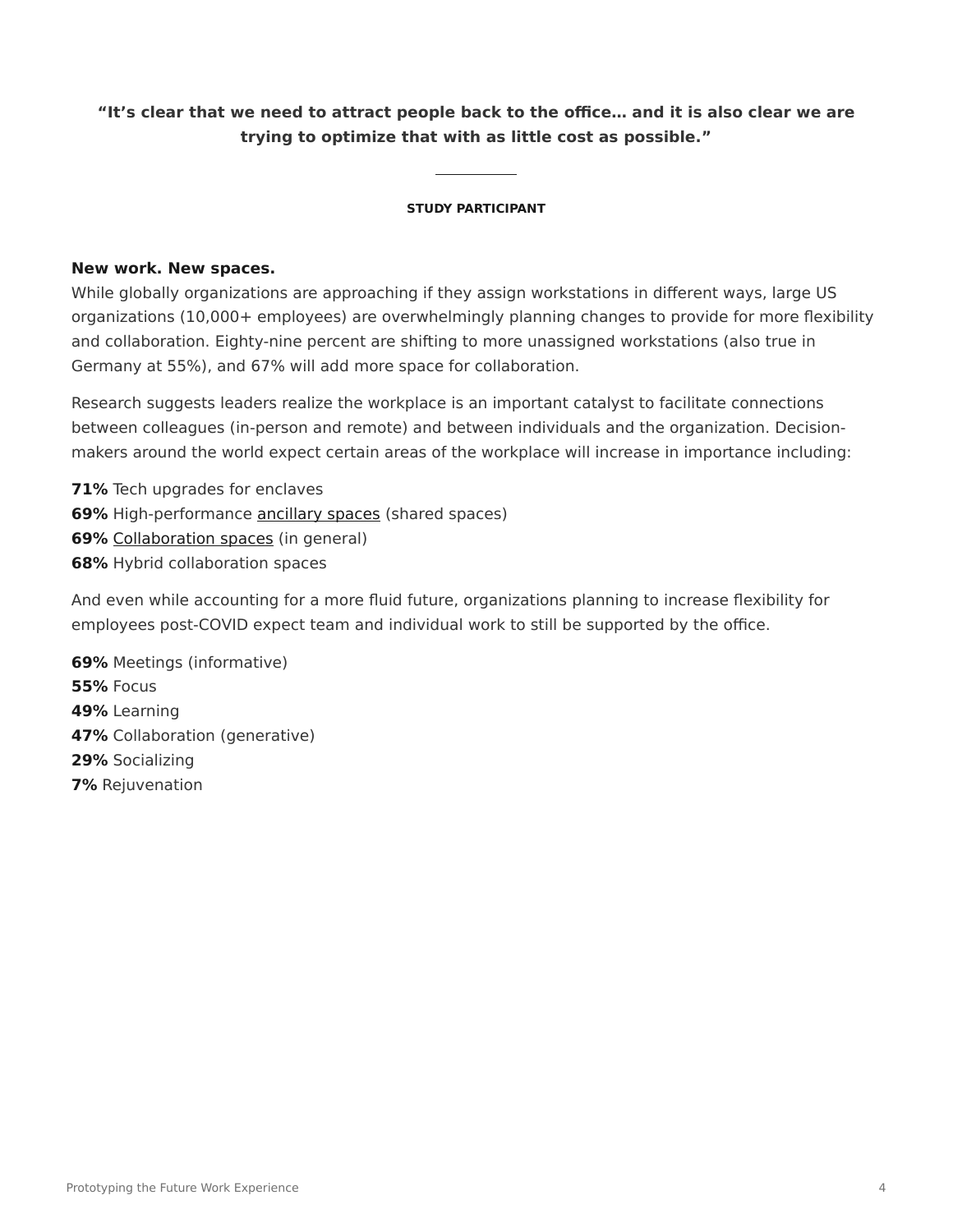**“It’s clear that we need to attract people back to the office… and it is also clear we are trying to optimize that with as little cost as possible.”**

**STUDY PARTICIPANT**

**New work. New spaces.**

While globally organizations are approaching if they assign workstations in different ways, large US organizations (10,000+ employees) are overwhelmingly planning changes to provide for more flexibility and collaboration. Eighty-nine percent are shifting to more unassigned workstations (also true in Germany at 55%), and 67% will add more space for collaboration.

Research suggests leaders realize the workplace is an important catalyst to facilitate connections between colleagues (in-person and remote) and between individuals and the organization. Decision-makers around the world expect certain areas of the workplace will increase in importance including:

**71%** Tech upgrades for enclaves
**69%** High-performance ancillary spaces (shared spaces)
**69%** Collaboration spaces (in general)
**68%** Hybrid collaboration spaces

And even while accounting for a more fluid future, organizations planning to increase flexibility for employees post-COVID expect team and individual work to still be supported by the office.

**69%** Meetings (informative)
**55%** Focus
**49%** Learning
**47%** Collaboration (generative)
**29%** Socializing
**7%** Rejuvenation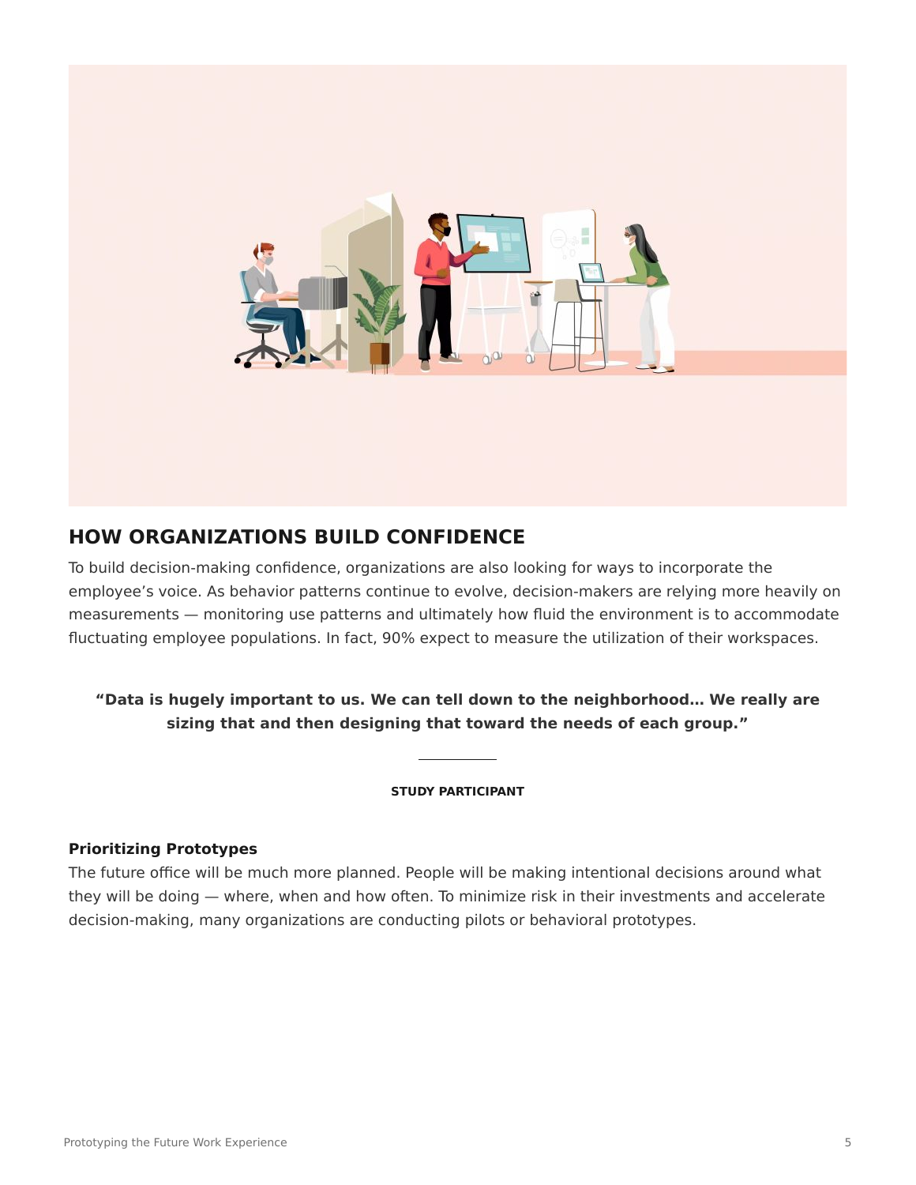## HOW ORGANIZATIONS BUILD CONFIDENCE

To build decision-making confidence, organizations are also looking for ways to incorporate the employee's voice. As behavior patterns continue to evolve, decision-makers are relying more heavily on measurements — monitoring use patterns and ultimately how fluid the environment is to accommodate fluctuating employee populations. In fact, 90% expect to measure the utilization of their workspaces.

> **"Data is hugely important to us. We can tell down to the neighborhood… We really are sizing that and then designing that toward the needs of each group."**
>
> **STUDY PARTICIPANT**

### Prioritizing Prototypes

The future office will be much more planned. People will be making intentional decisions around what they will be doing — where, when and how often. To minimize risk in their investments and accelerate decision-making, many organizations are conducting pilots or behavioral prototypes.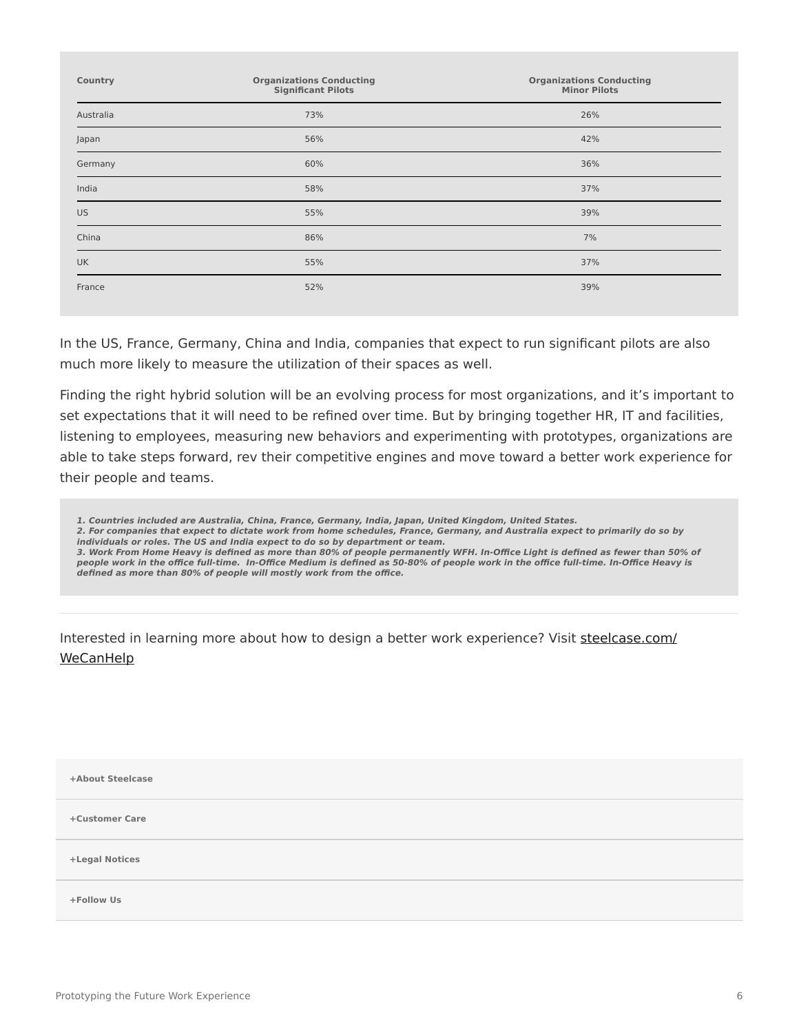| Country | Organizations Conducting Significant Pilots | Organizations Conducting Minor Pilots |
|---|---|---|
| Australia | 73% | 26% |
| Japan | 56% | 42% |
| Germany | 60% | 36% |
| India | 58% | 37% |
| US | 55% | 39% |
| China | 86% | 7% |
| UK | 55% | 37% |
| France | 52% | 39% |

In the US, France, Germany, China and India, companies that expect to run significant pilots are also much more likely to measure the utilization of their spaces as well.

Finding the right hybrid solution will be an evolving process for most organizations, and it's important to set expectations that it will need to be refined over time. But by bringing together HR, IT and facilities, listening to employees, measuring new behaviors and experimenting with prototypes, organizations are able to take steps forward, rev their competitive engines and move toward a better work experience for their people and teams.

***1. Countries included are Australia, China, France, Germany, India, Japan, United Kingdom, United States.***
***2. For companies that expect to dictate work from home schedules, France, Germany, and Australia expect to primarily do so by individuals or roles. The US and India expect to do so by department or team.***
***3. Work From Home Heavy is defined as more than 80% of people permanently WFH. In-Office Light is defined as fewer than 50% of people work in the office full-time. In-Office Medium is defined as 50-80% of people work in the office full-time. In-Office Heavy is defined as more than 80% of people will mostly work from the office.***

---

Interested in learning more about how to design a better work experience? Visit steelcase.com/WeCanHelp

**+About Steelcase**

**+Customer Care**

**+Legal Notices**

**+Follow Us**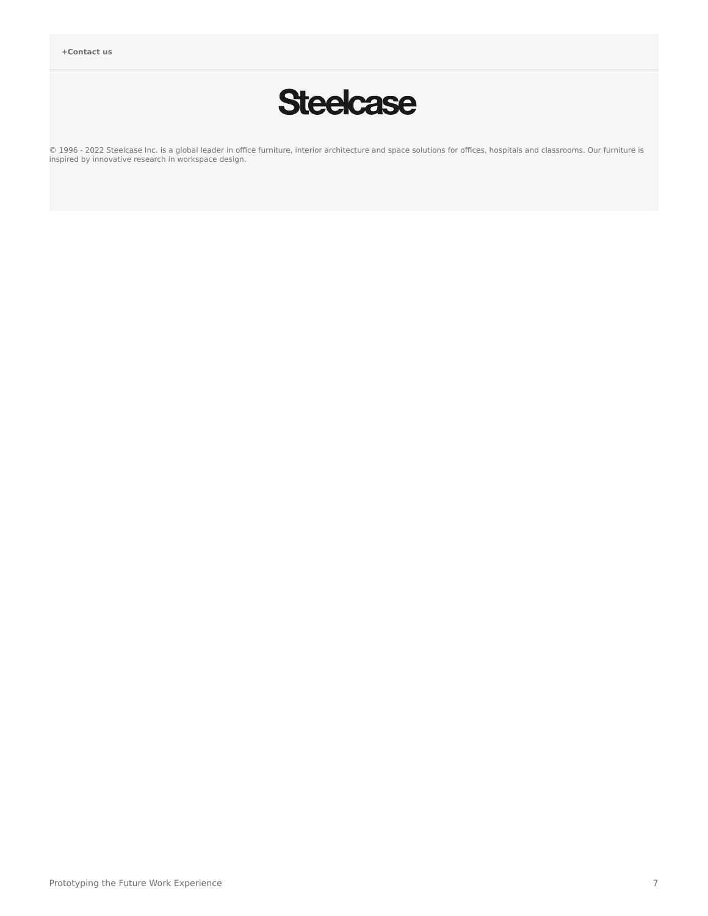**+Contact us**

Steelcase

© 1996 - 2022 Steelcase Inc. is a global leader in office furniture, interior architecture and space solutions for offices, hospitals and classrooms. Our furniture is inspired by innovative research in workspace design.